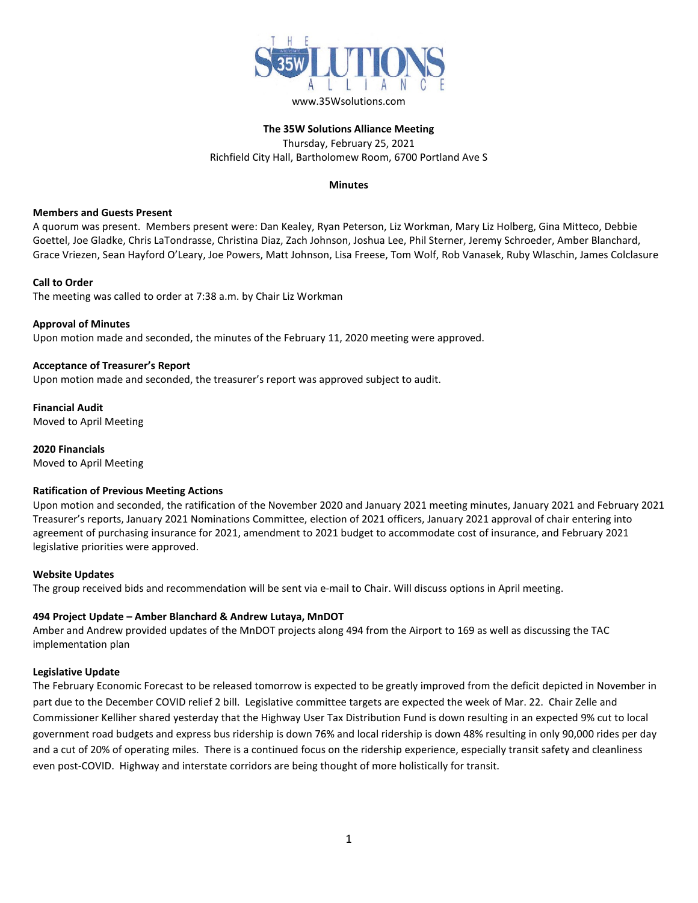THE 35W SOLUTIONS ALLIANCE

www.35Wsolutions.com

**The 35W Solutions Alliance Meeting**

Thursday, February 25, 2021

Richfield City Hall, Bartholomew Room, 6700 Portland Ave S

**Minutes**

**Members and Guests Present**

A quorum was present. Members present were: Dan Kealey, Ryan Peterson, Liz Workman, Mary Liz Holberg, Gina Mitteco, Debbie Goettel, Joe Gladke, Chris LaTondrasse, Christina Diaz, Zach Johnson, Joshua Lee, Phil Sterner, Jeremy Schroeder, Amber Blanchard, Grace Vriezen, Sean Hayford O'Leary, Joe Powers, Matt Johnson, Lisa Freese, Tom Wolf, Rob Vanasek, Ruby Wlaschin, James Colclasure

**Call to Order**

The meeting was called to order at 7:38 a.m. by Chair Liz Workman

**Approval of Minutes**

Upon motion made and seconded, the minutes of the February 11, 2020 meeting were approved.

**Acceptance of Treasurer's Report**

Upon motion made and seconded, the treasurer's report was approved subject to audit.

**Financial Audit**

Moved to April Meeting

**2020 Financials**

Moved to April Meeting

**Ratification of Previous Meeting Actions**

Upon motion and seconded, the ratification of the November 2020 and January 2021 meeting minutes, January 2021 and February 2021 Treasurer's reports, January 2021 Nominations Committee, election of 2021 officers, January 2021 approval of chair entering into agreement of purchasing insurance for 2021, amendment to 2021 budget to accommodate cost of insurance, and February 2021 legislative priorities were approved.

**Website Updates**

The group received bids and recommendation will be sent via e-mail to Chair. Will discuss options in April meeting.

**494 Project Update – Amber Blanchard & Andrew Lutaya, MnDOT**

Amber and Andrew provided updates of the MnDOT projects along 494 from the Airport to 169 as well as discussing the TAC implementation plan

**Legislative Update**

The February Economic Forecast to be released tomorrow is expected to be greatly improved from the deficit depicted in November in part due to the December COVID relief 2 bill. Legislative committee targets are expected the week of Mar. 22. Chair Zelle and Commissioner Kelliher shared yesterday that the Highway User Tax Distribution Fund is down resulting in an expected 9% cut to local government road budgets and express bus ridership is down 76% and local ridership is down 48% resulting in only 90,000 rides per day and a cut of 20% of operating miles. There is a continued focus on the ridership experience, especially transit safety and cleanliness even post-COVID. Highway and interstate corridors are being thought of more holistically for transit.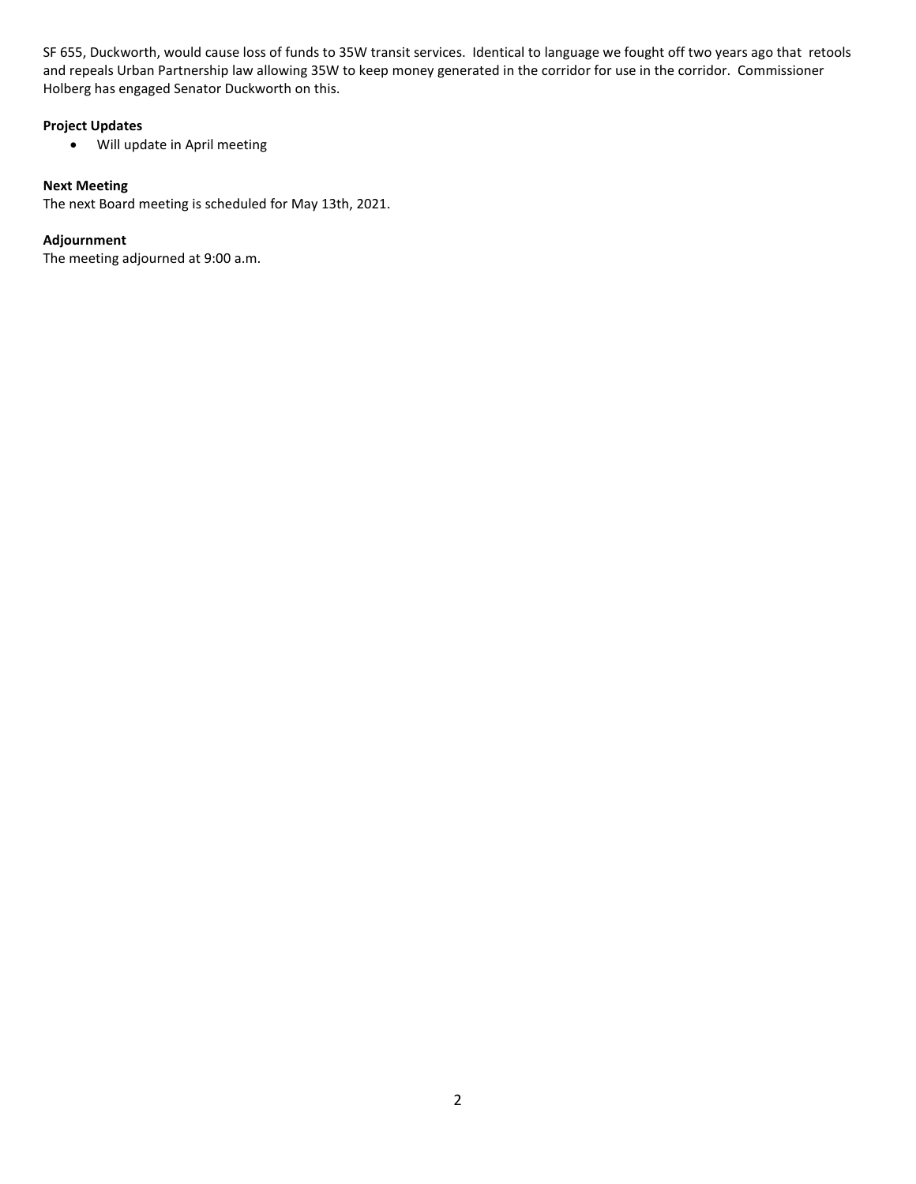SF 655, Duckworth, would cause loss of funds to 35W transit services. Identical to language we fought off two years ago that retools and repeals Urban Partnership law allowing 35W to keep money generated in the corridor for use in the corridor. Commissioner Holberg has engaged Senator Duckworth on this.

**Project Updates**

- Will update in April meeting

**Next Meeting**

The next Board meeting is scheduled for May 13th, 2021.

**Adjournment**

The meeting adjourned at 9:00 a.m.